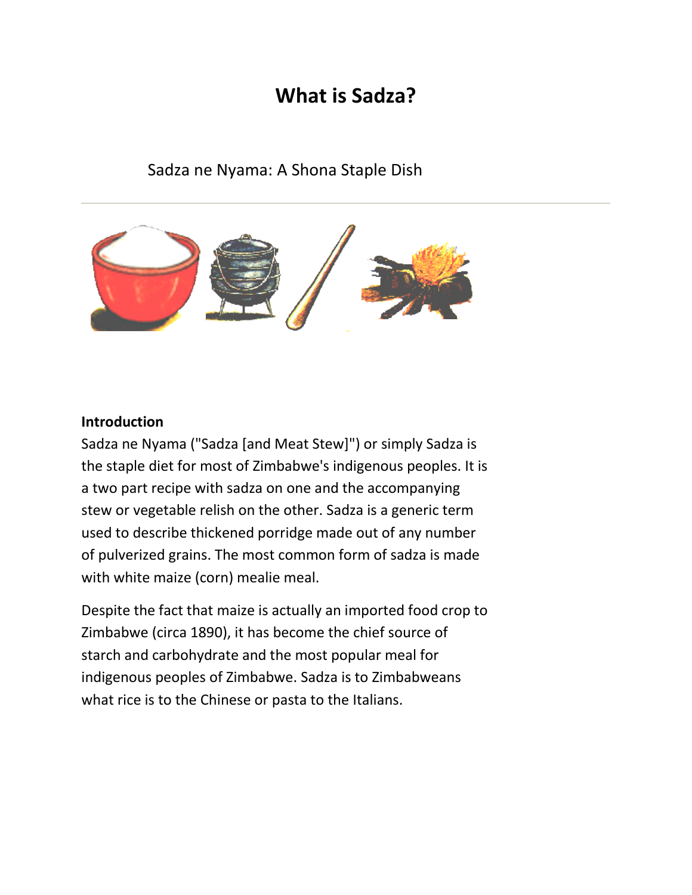# What is Sadza?

Sadza ne Nyama: A Shona Staple Dish

---

**Introduction**

Sadza ne Nyama ("Sadza [and Meat Stew]") or simply Sadza is the staple diet for most of Zimbabwe's indigenous peoples. It is a two part recipe with sadza on one and the accompanying stew or vegetable relish on the other. Sadza is a generic term used to describe thickened porridge made out of any number of pulverized grains. The most common form of sadza is made with white maize (corn) mealie meal.

Despite the fact that maize is actually an imported food crop to Zimbabwe (circa 1890), it has become the chief source of starch and carbohydrate and the most popular meal for indigenous peoples of Zimbabwe. Sadza is to Zimbabweans what rice is to the Chinese or pasta to the Italians.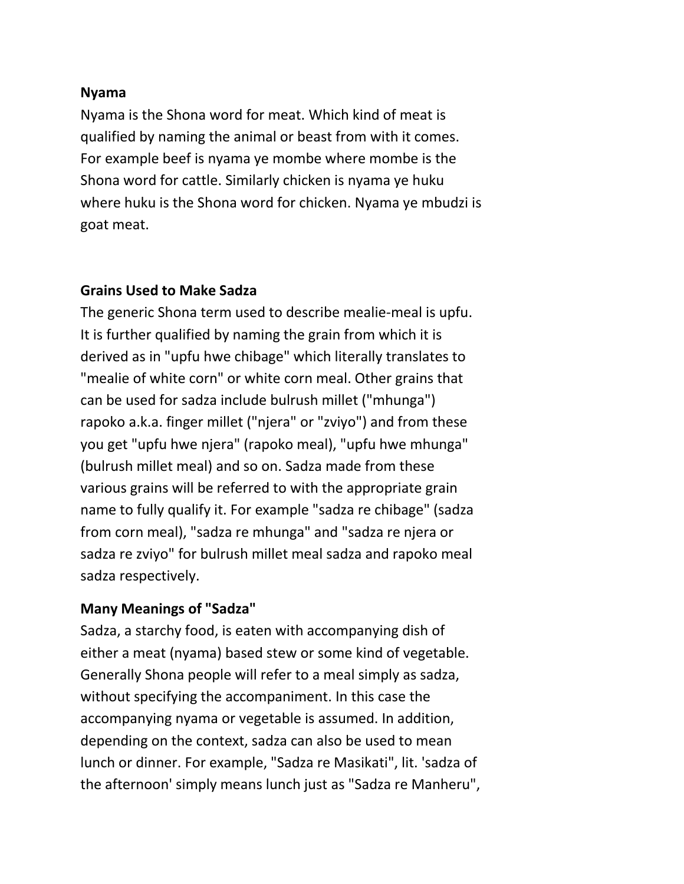**Nyama**

Nyama is the Shona word for meat. Which kind of meat is qualified by naming the animal or beast from with it comes. For example beef is nyama ye mombe where mombe is the Shona word for cattle. Similarly chicken is nyama ye huku where huku is the Shona word for chicken. Nyama ye mbudzi is goat meat.

**Grains Used to Make Sadza**

The generic Shona term used to describe mealie-meal is upfu. It is further qualified by naming the grain from which it is derived as in "upfu hwe chibage" which literally translates to "mealie of white corn" or white corn meal. Other grains that can be used for sadza include bulrush millet ("mhunga") rapoko a.k.a. finger millet ("njera" or "zviyo") and from these you get "upfu hwe njera" (rapoko meal), "upfu hwe mhunga" (bulrush millet meal) and so on. Sadza made from these various grains will be referred to with the appropriate grain name to fully qualify it. For example "sadza re chibage" (sadza from corn meal), "sadza re mhunga" and "sadza re njera or sadza re zviyo" for bulrush millet meal sadza and rapoko meal sadza respectively.

**Many Meanings of "Sadza"**

Sadza, a starchy food, is eaten with accompanying dish of either a meat (nyama) based stew or some kind of vegetable. Generally Shona people will refer to a meal simply as sadza, without specifying the accompaniment. In this case the accompanying nyama or vegetable is assumed. In addition, depending on the context, sadza can also be used to mean lunch or dinner. For example, "Sadza re Masikati", lit. 'sadza of the afternoon' simply means lunch just as "Sadza re Manheru",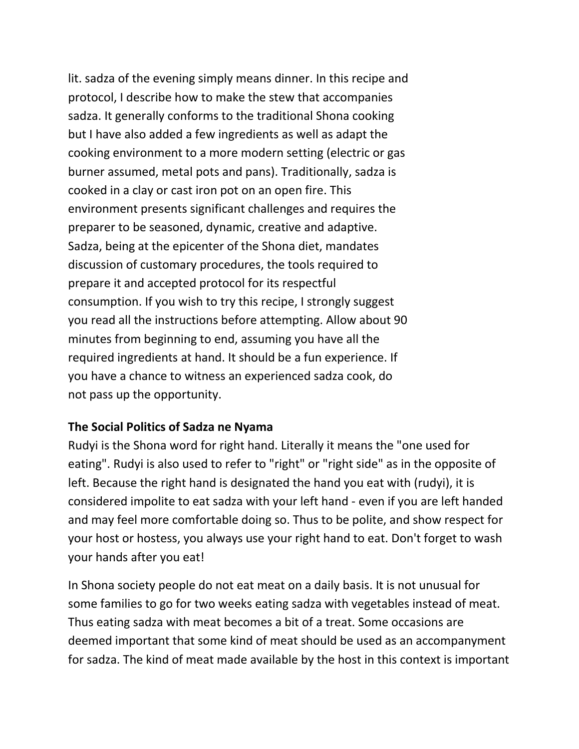lit. sadza of the evening simply means dinner. In this recipe and protocol, I describe how to make the stew that accompanies sadza. It generally conforms to the traditional Shona cooking but I have also added a few ingredients as well as adapt the cooking environment to a more modern setting (electric or gas burner assumed, metal pots and pans). Traditionally, sadza is cooked in a clay or cast iron pot on an open fire. This environment presents significant challenges and requires the preparer to be seasoned, dynamic, creative and adaptive. Sadza, being at the epicenter of the Shona diet, mandates discussion of customary procedures, the tools required to prepare it and accepted protocol for its respectful consumption. If you wish to try this recipe, I strongly suggest you read all the instructions before attempting. Allow about 90 minutes from beginning to end, assuming you have all the required ingredients at hand. It should be a fun experience. If you have a chance to witness an experienced sadza cook, do not pass up the opportunity.

**The Social Politics of Sadza ne Nyama**

Rudyi is the Shona word for right hand. Literally it means the "one used for eating". Rudyi is also used to refer to "right" or "right side" as in the opposite of left. Because the right hand is designated the hand you eat with (rudyi), it is considered impolite to eat sadza with your left hand - even if you are left handed and may feel more comfortable doing so. Thus to be polite, and show respect for your host or hostess, you always use your right hand to eat. Don't forget to wash your hands after you eat!

In Shona society people do not eat meat on a daily basis. It is not unusual for some families to go for two weeks eating sadza with vegetables instead of meat. Thus eating sadza with meat becomes a bit of a treat. Some occasions are deemed important that some kind of meat should be used as an accompanyment for sadza. The kind of meat made available by the host in this context is important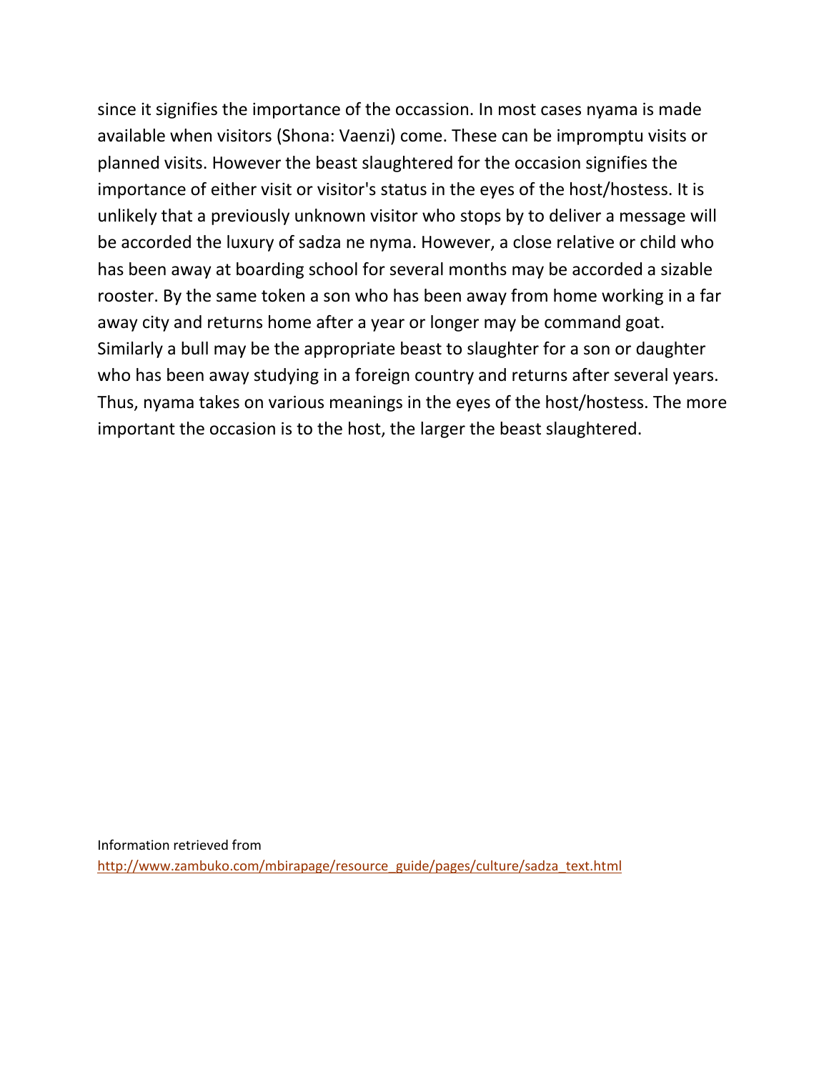since it signifies the importance of the occassion. In most cases nyama is made available when visitors (Shona: Vaenzi) come. These can be impromptu visits or planned visits. However the beast slaughtered for the occasion signifies the importance of either visit or visitor's status in the eyes of the host/hostess. It is unlikely that a previously unknown visitor who stops by to deliver a message will be accorded the luxury of sadza ne nyma. However, a close relative or child who has been away at boarding school for several months may be accorded a sizable rooster. By the same token a son who has been away from home working in a far away city and returns home after a year or longer may be command goat. Similarly a bull may be the appropriate beast to slaughter for a son or daughter who has been away studying in a foreign country and returns after several years. Thus, nyama takes on various meanings in the eyes of the host/hostess. The more important the occasion is to the host, the larger the beast slaughtered.

Information retrieved from
http://www.zambuko.com/mbirapage/resource_guide/pages/culture/sadza_text.html